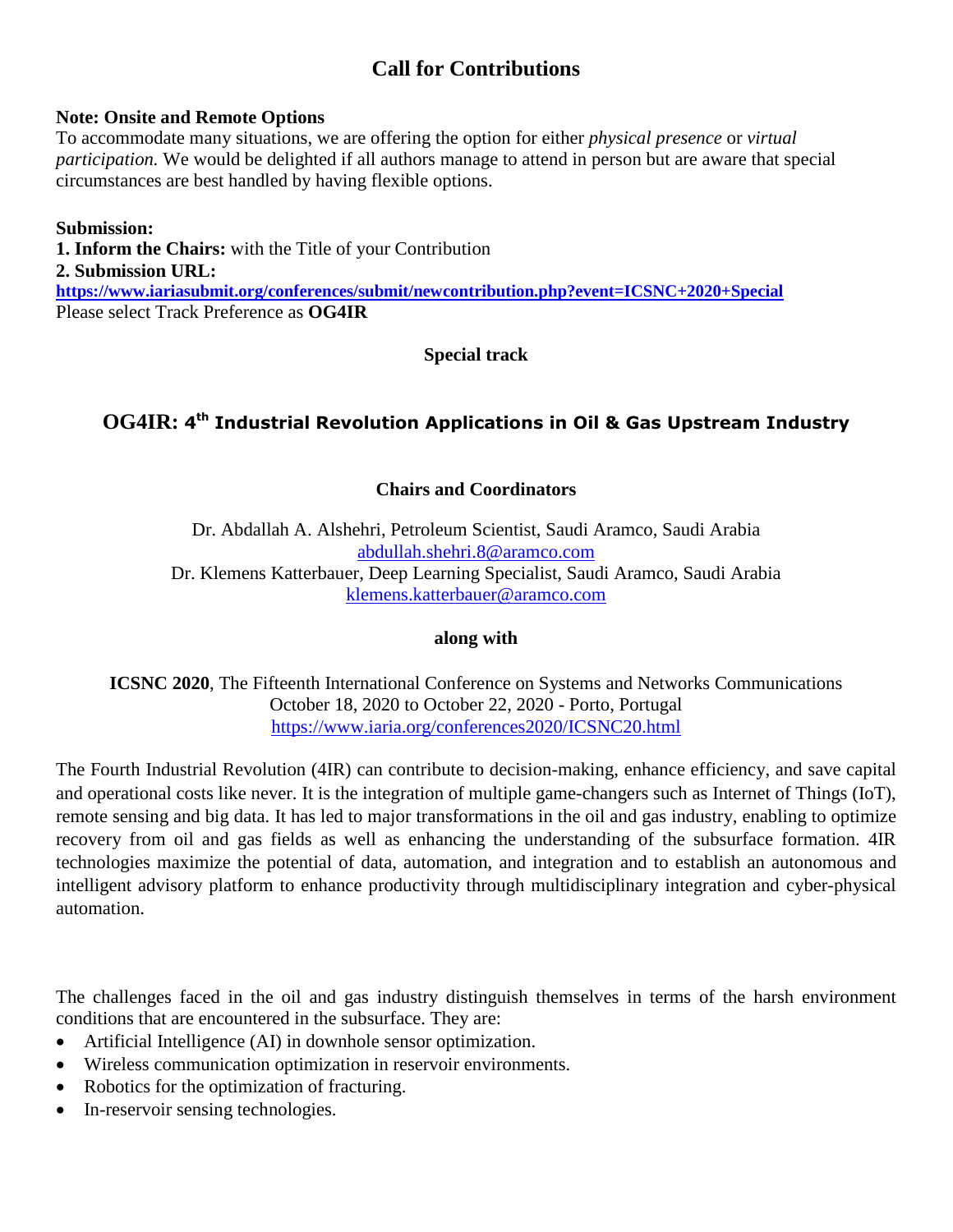# Call for Contributions

**Note: Onsite and Remote Options**
To accommodate many situations, we are offering the option for either *physical presence* or *virtual participation.* We would be delighted if all authors manage to attend in person but are aware that special circumstances are best handled by having flexible options.

**Submission:**
**1. Inform the Chairs:** with the Title of your Contribution
**2. Submission URL:**
**https://www.iariasubmit.org/conferences/submit/newcontribution.php?event=ICSNC+2020+Special**
Please select Track Preference as **OG4IR**

**Special track**

## OG4IR: 4th Industrial Revolution Applications in Oil & Gas Upstream Industry

**Chairs and Coordinators**

Dr. Abdallah A. Alshehri, Petroleum Scientist, Saudi Aramco, Saudi Arabia
abdullah.shehri.8@aramco.com
Dr. Klemens Katterbauer, Deep Learning Specialist, Saudi Aramco, Saudi Arabia
klemens.katterbauer@aramco.com

**along with**

**ICSNC 2020**, The Fifteenth International Conference on Systems and Networks Communications
October 18, 2020 to October 22, 2020 - Porto, Portugal
https://www.iaria.org/conferences2020/ICSNC20.html

The Fourth Industrial Revolution (4IR) can contribute to decision-making, enhance efficiency, and save capital and operational costs like never. It is the integration of multiple game-changers such as Internet of Things (IoT), remote sensing and big data. It has led to major transformations in the oil and gas industry, enabling to optimize recovery from oil and gas fields as well as enhancing the understanding of the subsurface formation. 4IR technologies maximize the potential of data, automation, and integration and to establish an autonomous and intelligent advisory platform to enhance productivity through multidisciplinary integration and cyber-physical automation.

The challenges faced in the oil and gas industry distinguish themselves in terms of the harsh environment conditions that are encountered in the subsurface. They are:

- Artificial Intelligence (AI) in downhole sensor optimization.
- Wireless communication optimization in reservoir environments.
- Robotics for the optimization of fracturing.
- In-reservoir sensing technologies.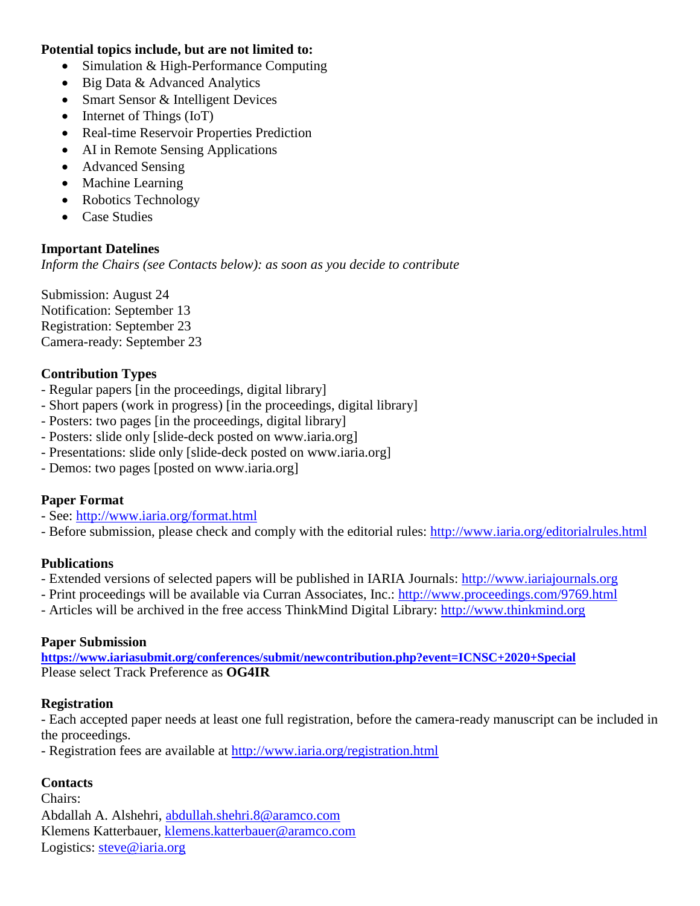**Potential topics include, but are not limited to:**

- Simulation & High-Performance Computing
- Big Data & Advanced Analytics
- Smart Sensor & Intelligent Devices
- Internet of Things (IoT)
- Real-time Reservoir Properties Prediction
- AI in Remote Sensing Applications
- Advanced Sensing
- Machine Learning
- Robotics Technology
- Case Studies

**Important Datelines**

*Inform the Chairs (see Contacts below): as soon as you decide to contribute*

Submission: August 24
Notification: September 13
Registration: September 23
Camera-ready: September 23

**Contribution Types**

- Regular papers [in the proceedings, digital library]
- Short papers (work in progress) [in the proceedings, digital library]
- Posters: two pages [in the proceedings, digital library]
- Posters: slide only [slide-deck posted on www.iaria.org]
- Presentations: slide only [slide-deck posted on www.iaria.org]
- Demos: two pages [posted on www.iaria.org]

**Paper Format**

- See: http://www.iaria.org/format.html
- Before submission, please check and comply with the editorial rules: http://www.iaria.org/editorialrules.html

**Publications**

- Extended versions of selected papers will be published in IARIA Journals: http://www.iariajournals.org
- Print proceedings will be available via Curran Associates, Inc.: http://www.proceedings.com/9769.html
- Articles will be archived in the free access ThinkMind Digital Library: http://www.thinkmind.org

**Paper Submission**

**https://www.iariasubmit.org/conferences/submit/newcontribution.php?event=ICNSC+2020+Special**
Please select Track Preference as **OG4IR**

**Registration**

- Each accepted paper needs at least one full registration, before the camera-ready manuscript can be included in the proceedings.
- Registration fees are available at http://www.iaria.org/registration.html

**Contacts**

Chairs:
Abdallah A. Alshehri, abdullah.shehri.8@aramco.com
Klemens Katterbauer, klemens.katterbauer@aramco.com
Logistics: steve@iaria.org